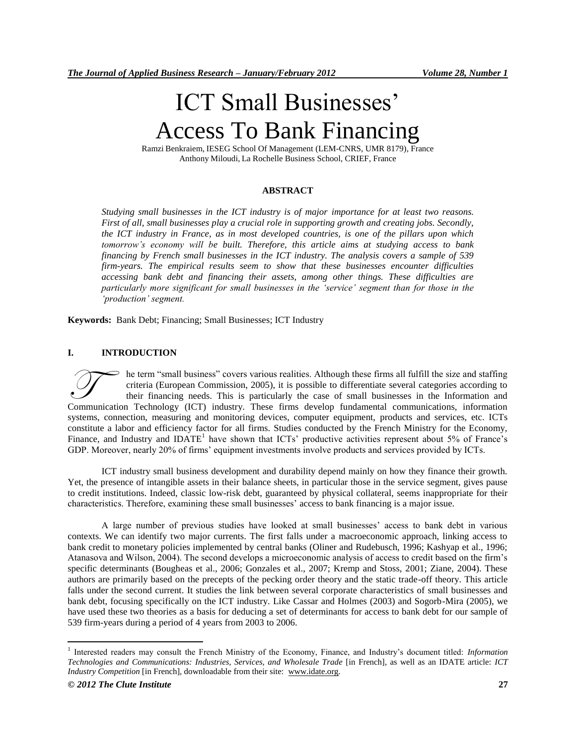# ICT Small Businesses' Access To Bank Financing

Ramzi Benkraiem, IESEG School Of Management (LEM-CNRS, UMR 8179), France
Anthony Miloudi, La Rochelle Business School, CRIEF, France

## ABSTRACT

*Studying small businesses in the ICT industry is of major importance for at least two reasons. First of all, small businesses play a crucial role in supporting growth and creating jobs. Secondly, the ICT industry in France, as in most developed countries, is one of the pillars upon which tomorrow's economy will be built. Therefore, this article aims at studying access to bank financing by French small businesses in the ICT industry. The analysis covers a sample of 539 firm-years. The empirical results seem to show that these businesses encounter difficulties accessing bank debt and financing their assets, among other things. These difficulties are particularly more significant for small businesses in the 'service' segment than for those in the 'production' segment.*

**Keywords:** Bank Debt; Financing; Small Businesses; ICT Industry

## I. INTRODUCTION

The term "small business" covers various realities. Although these firms all fulfill the size and staffing criteria (European Commission, 2005), it is possible to differentiate several categories according to their financing needs. This is particularly the case of small businesses in the Information and Communication Technology (ICT) industry. These firms develop fundamental communications, information systems, connection, measuring and monitoring devices, computer equipment, products and services, etc. ICTs constitute a labor and efficiency factor for all firms. Studies conducted by the French Ministry for the Economy, Finance, and Industry and IDATE[1] have shown that ICTs' productive activities represent about 5% of France's GDP. Moreover, nearly 20% of firms' equipment investments involve products and services provided by ICTs.

ICT industry small business development and durability depend mainly on how they finance their growth. Yet, the presence of intangible assets in their balance sheets, in particular those in the service segment, gives pause to credit institutions. Indeed, classic low-risk debt, guaranteed by physical collateral, seems inappropriate for their characteristics. Therefore, examining these small businesses' access to bank financing is a major issue.

A large number of previous studies have looked at small businesses' access to bank debt in various contexts. We can identify two major currents. The first falls under a macroeconomic approach, linking access to bank credit to monetary policies implemented by central banks (Oliner and Rudebusch, 1996; Kashyap et al., 1996; Atanasova and Wilson, 2004). The second develops a microeconomic analysis of access to credit based on the firm's specific determinants (Bougheas et al., 2006; Gonzales et al., 2007; Kremp and Stoss, 2001; Ziane, 2004). These authors are primarily based on the precepts of the pecking order theory and the static trade-off theory. This article falls under the second current. It studies the link between several corporate characteristics of small businesses and bank debt, focusing specifically on the ICT industry. Like Cassar and Holmes (2003) and Sogorb-Mira (2005), we have used these two theories as a basis for deducing a set of determinants for access to bank debt for our sample of 539 firm-years during a period of 4 years from 2003 to 2006.

---

[1] Interested readers may consult the French Ministry of the Economy, Finance, and Industry's document titled: *Information Technologies and Communications: Industries, Services, and Wholesale Trade* [in French], as well as an IDATE article: *ICT Industry Competition* [in French], downloadable from their site: www.idate.org.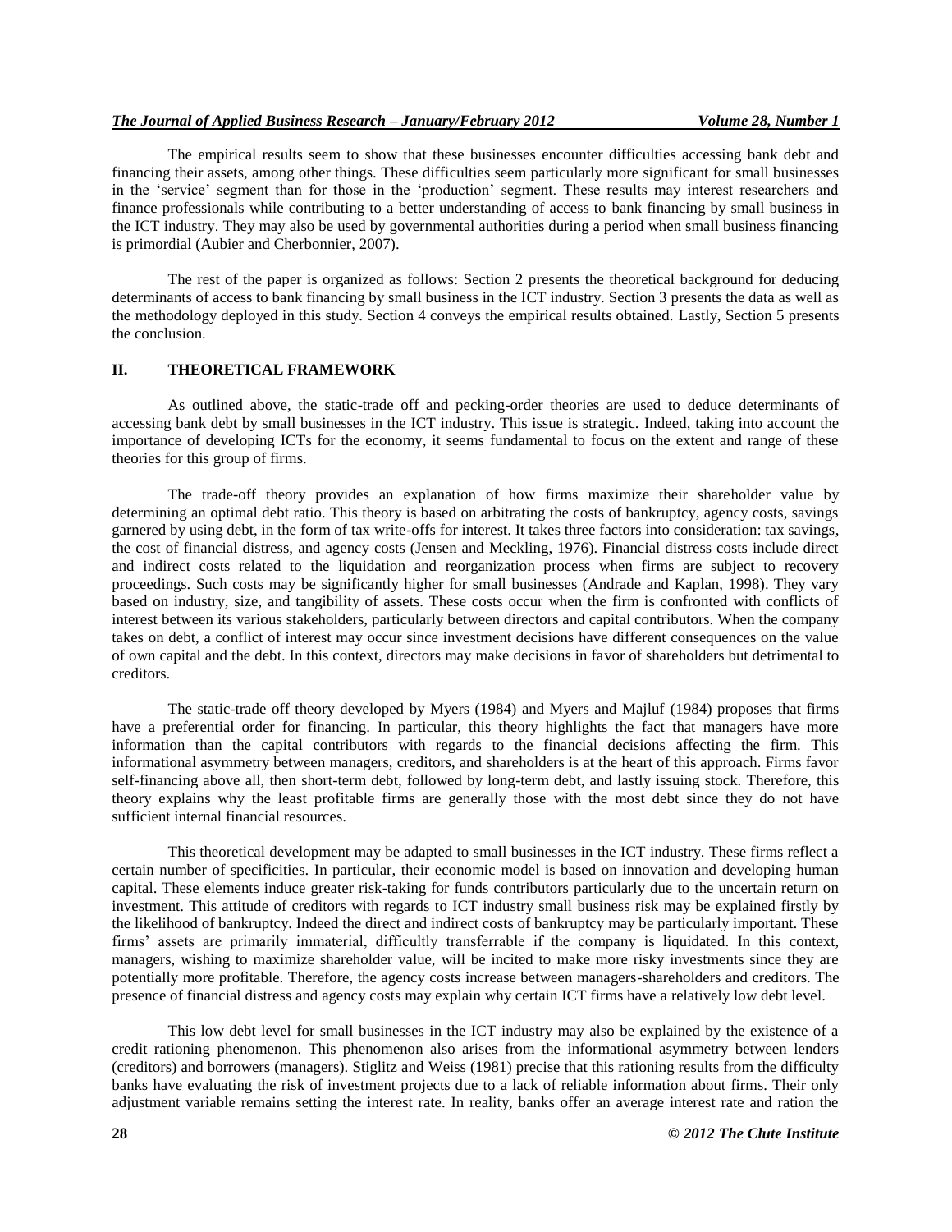The empirical results seem to show that these businesses encounter difficulties accessing bank debt and financing their assets, among other things. These difficulties seem particularly more significant for small businesses in the 'service' segment than for those in the 'production' segment. These results may interest researchers and finance professionals while contributing to a better understanding of access to bank financing by small business in the ICT industry. They may also be used by governmental authorities during a period when small business financing is primordial (Aubier and Cherbonnier, 2007).

The rest of the paper is organized as follows: Section 2 presents the theoretical background for deducing determinants of access to bank financing by small business in the ICT industry. Section 3 presents the data as well as the methodology deployed in this study. Section 4 conveys the empirical results obtained. Lastly, Section 5 presents the conclusion.

## II. THEORETICAL FRAMEWORK

As outlined above, the static-trade off and pecking-order theories are used to deduce determinants of accessing bank debt by small businesses in the ICT industry. This issue is strategic. Indeed, taking into account the importance of developing ICTs for the economy, it seems fundamental to focus on the extent and range of these theories for this group of firms.

The trade-off theory provides an explanation of how firms maximize their shareholder value by determining an optimal debt ratio. This theory is based on arbitrating the costs of bankruptcy, agency costs, savings garnered by using debt, in the form of tax write-offs for interest. It takes three factors into consideration: tax savings, the cost of financial distress, and agency costs (Jensen and Meckling, 1976). Financial distress costs include direct and indirect costs related to the liquidation and reorganization process when firms are subject to recovery proceedings. Such costs may be significantly higher for small businesses (Andrade and Kaplan, 1998). They vary based on industry, size, and tangibility of assets. These costs occur when the firm is confronted with conflicts of interest between its various stakeholders, particularly between directors and capital contributors. When the company takes on debt, a conflict of interest may occur since investment decisions have different consequences on the value of own capital and the debt. In this context, directors may make decisions in favor of shareholders but detrimental to creditors.

The static-trade off theory developed by Myers (1984) and Myers and Majluf (1984) proposes that firms have a preferential order for financing. In particular, this theory highlights the fact that managers have more information than the capital contributors with regards to the financial decisions affecting the firm. This informational asymmetry between managers, creditors, and shareholders is at the heart of this approach. Firms favor self-financing above all, then short-term debt, followed by long-term debt, and lastly issuing stock. Therefore, this theory explains why the least profitable firms are generally those with the most debt since they do not have sufficient internal financial resources.

This theoretical development may be adapted to small businesses in the ICT industry. These firms reflect a certain number of specificities. In particular, their economic model is based on innovation and developing human capital. These elements induce greater risk-taking for funds contributors particularly due to the uncertain return on investment. This attitude of creditors with regards to ICT industry small business risk may be explained firstly by the likelihood of bankruptcy. Indeed the direct and indirect costs of bankruptcy may be particularly important. These firms' assets are primarily immaterial, difficultly transferrable if the company is liquidated. In this context, managers, wishing to maximize shareholder value, will be incited to make more risky investments since they are potentially more profitable. Therefore, the agency costs increase between managers-shareholders and creditors. The presence of financial distress and agency costs may explain why certain ICT firms have a relatively low debt level.

This low debt level for small businesses in the ICT industry may also be explained by the existence of a credit rationing phenomenon. This phenomenon also arises from the informational asymmetry between lenders (creditors) and borrowers (managers). Stiglitz and Weiss (1981) precise that this rationing results from the difficulty banks have evaluating the risk of investment projects due to a lack of reliable information about firms. Their only adjustment variable remains setting the interest rate. In reality, banks offer an average interest rate and ration the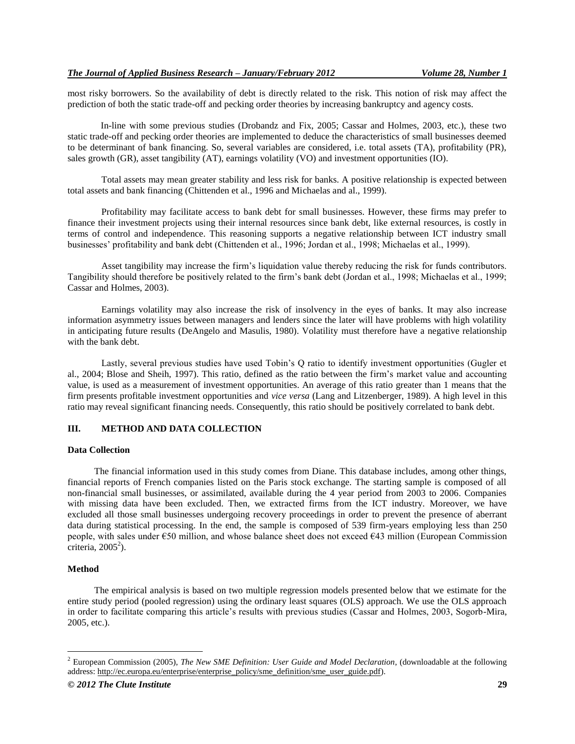most risky borrowers. So the availability of debt is directly related to the risk. This notion of risk may affect the prediction of both the static trade-off and pecking order theories by increasing bankruptcy and agency costs.

In-line with some previous studies (Drobandz and Fix, 2005; Cassar and Holmes, 2003, etc.), these two static trade-off and pecking order theories are implemented to deduce the characteristics of small businesses deemed to be determinant of bank financing. So, several variables are considered, i.e. total assets (TA), profitability (PR), sales growth (GR), asset tangibility (AT), earnings volatility (VO) and investment opportunities (IO).

Total assets may mean greater stability and less risk for banks. A positive relationship is expected between total assets and bank financing (Chittenden et al., 1996 and Michaelas and al., 1999).

Profitability may facilitate access to bank debt for small businesses. However, these firms may prefer to finance their investment projects using their internal resources since bank debt, like external resources, is costly in terms of control and independence. This reasoning supports a negative relationship between ICT industry small businesses' profitability and bank debt (Chittenden et al., 1996; Jordan et al., 1998; Michaelas et al., 1999).

Asset tangibility may increase the firm's liquidation value thereby reducing the risk for funds contributors. Tangibility should therefore be positively related to the firm's bank debt (Jordan et al., 1998; Michaelas et al., 1999; Cassar and Holmes, 2003).

Earnings volatility may also increase the risk of insolvency in the eyes of banks. It may also increase information asymmetry issues between managers and lenders since the later will have problems with high volatility in anticipating future results (DeAngelo and Masulis, 1980). Volatility must therefore have a negative relationship with the bank debt.

Lastly, several previous studies have used Tobin's Q ratio to identify investment opportunities (Gugler et al., 2004; Blose and Sheih, 1997). This ratio, defined as the ratio between the firm's market value and accounting value, is used as a measurement of investment opportunities. An average of this ratio greater than 1 means that the firm presents profitable investment opportunities and *vice versa* (Lang and Litzenberger, 1989). A high level in this ratio may reveal significant financing needs. Consequently, this ratio should be positively correlated to bank debt.

## III. METHOD AND DATA COLLECTION

### Data Collection

The financial information used in this study comes from Diane. This database includes, among other things, financial reports of French companies listed on the Paris stock exchange. The starting sample is composed of all non-financial small businesses, or assimilated, available during the 4 year period from 2003 to 2006. Companies with missing data have been excluded. Then, we extracted firms from the ICT industry. Moreover, we have excluded all those small businesses undergoing recovery proceedings in order to prevent the presence of aberrant data during statistical processing. In the end, the sample is composed of 539 firm-years employing less than 250 people, with sales under €50 million, and whose balance sheet does not exceed €43 million (European Commission criteria, 2005[2]).

### Method

The empirical analysis is based on two multiple regression models presented below that we estimate for the entire study period (pooled regression) using the ordinary least squares (OLS) approach. We use the OLS approach in order to facilitate comparing this article's results with previous studies (Cassar and Holmes, 2003, Sogorb-Mira, 2005, etc.).

---

[2] European Commission (2005), *The New SME Definition: User Guide and Model Declaration*, (downloadable at the following address: http://ec.europa.eu/enterprise/enterprise_policy/sme_definition/sme_user_guide.pdf).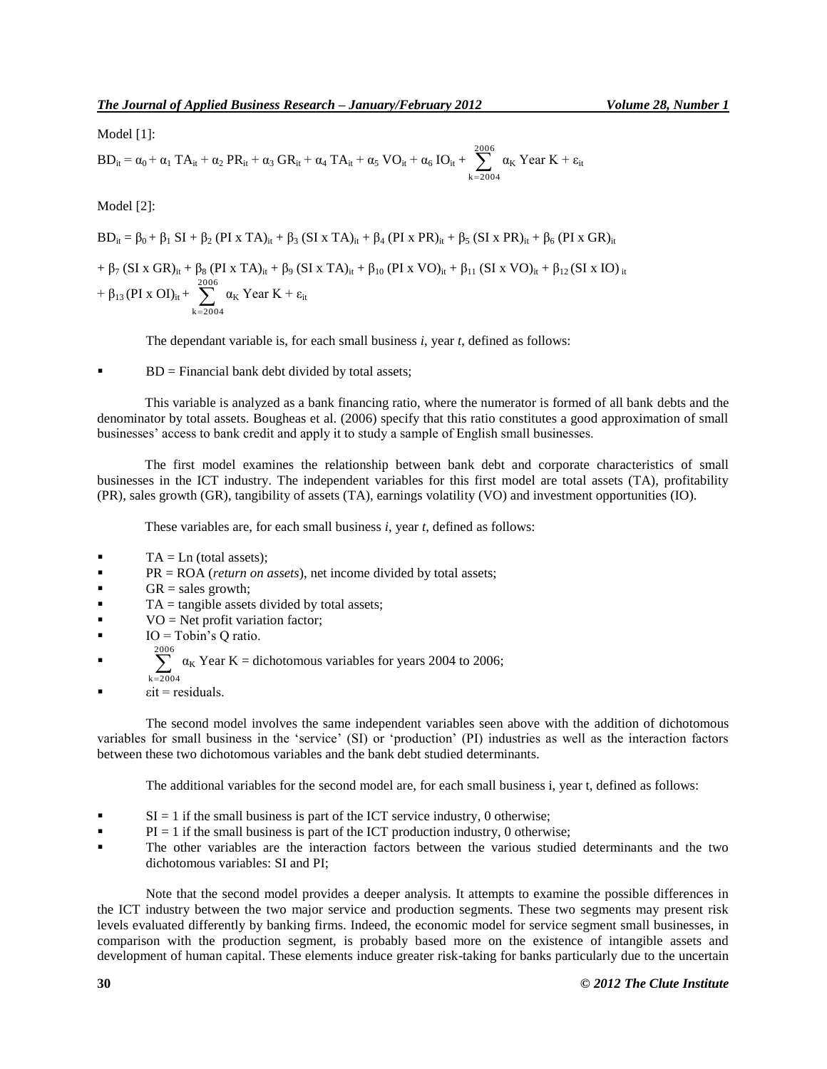Model [1]:

$$BD_{it} = \alpha_0 + \alpha_1\ TA_{it} + \alpha_2\ PR_{it} + \alpha_3\ GR_{it} + \alpha_4\ TA_{it} + \alpha_5\ VO_{it} + \alpha_6\ IO_{it} + \sum_{k=2004}^{2006} \alpha_K\ \text{Year}\ K + \varepsilon_{it}$$

Model [2]:

$$BD_{it} = \beta_0 + \beta_1\ SI + \beta_2\ (PI \times TA)_{it} + \beta_3\ (SI \times TA)_{it} + \beta_4\ (PI \times PR)_{it} + \beta_5\ (SI \times PR)_{it} + \beta_6\ (PI \times GR)_{it}$$

$$+ \beta_7\ (SI \times GR)_{it} + \beta_8\ (PI \times TA)_{it} + \beta_9\ (SI \times TA)_{it} + \beta_{10}\ (PI \times VO)_{it} + \beta_{11}\ (SI \times VO)_{it} + \beta_{12}\ (SI \times IO)_{it}$$

$$+ \beta_{13}\ (PI \times OI)_{it} + \sum_{k=2004}^{2006} \alpha_K\ \text{Year}\ K + \varepsilon_{it}$$

The dependant variable is, for each small business *i*, year *t*, defined as follows:

- BD = Financial bank debt divided by total assets;

This variable is analyzed as a bank financing ratio, where the numerator is formed of all bank debts and the denominator by total assets. Bougheas et al. (2006) specify that this ratio constitutes a good approximation of small businesses' access to bank credit and apply it to study a sample of English small businesses.

The first model examines the relationship between bank debt and corporate characteristics of small businesses in the ICT industry. The independent variables for this first model are total assets (TA), profitability (PR), sales growth (GR), tangibility of assets (TA), earnings volatility (VO) and investment opportunities (IO).

These variables are, for each small business *i*, year *t*, defined as follows:

- TA = Ln (total assets);
- PR = ROA (*return on assets*), net income divided by total assets;
- GR = sales growth;
- TA = tangible assets divided by total assets;
- VO = Net profit variation factor;
- IO = Tobin's Q ratio.
- $\sum_{k=2004}^{2006} \alpha_K$ Year K = dichotomous variables for years 2004 to 2006;
- $\varepsilon it$ = residuals.

The second model involves the same independent variables seen above with the addition of dichotomous variables for small business in the 'service' (SI) or 'production' (PI) industries as well as the interaction factors between these two dichotomous variables and the bank debt studied determinants.

The additional variables for the second model are, for each small business i, year t, defined as follows:

- SI = 1 if the small business is part of the ICT service industry, 0 otherwise;
- PI = 1 if the small business is part of the ICT production industry, 0 otherwise;
- The other variables are the interaction factors between the various studied determinants and the two dichotomous variables: SI and PI;

Note that the second model provides a deeper analysis. It attempts to examine the possible differences in the ICT industry between the two major service and production segments. These two segments may present risk levels evaluated differently by banking firms. Indeed, the economic model for service segment small businesses, in comparison with the production segment, is probably based more on the existence of intangible assets and development of human capital. These elements induce greater risk-taking for banks particularly due to the uncertain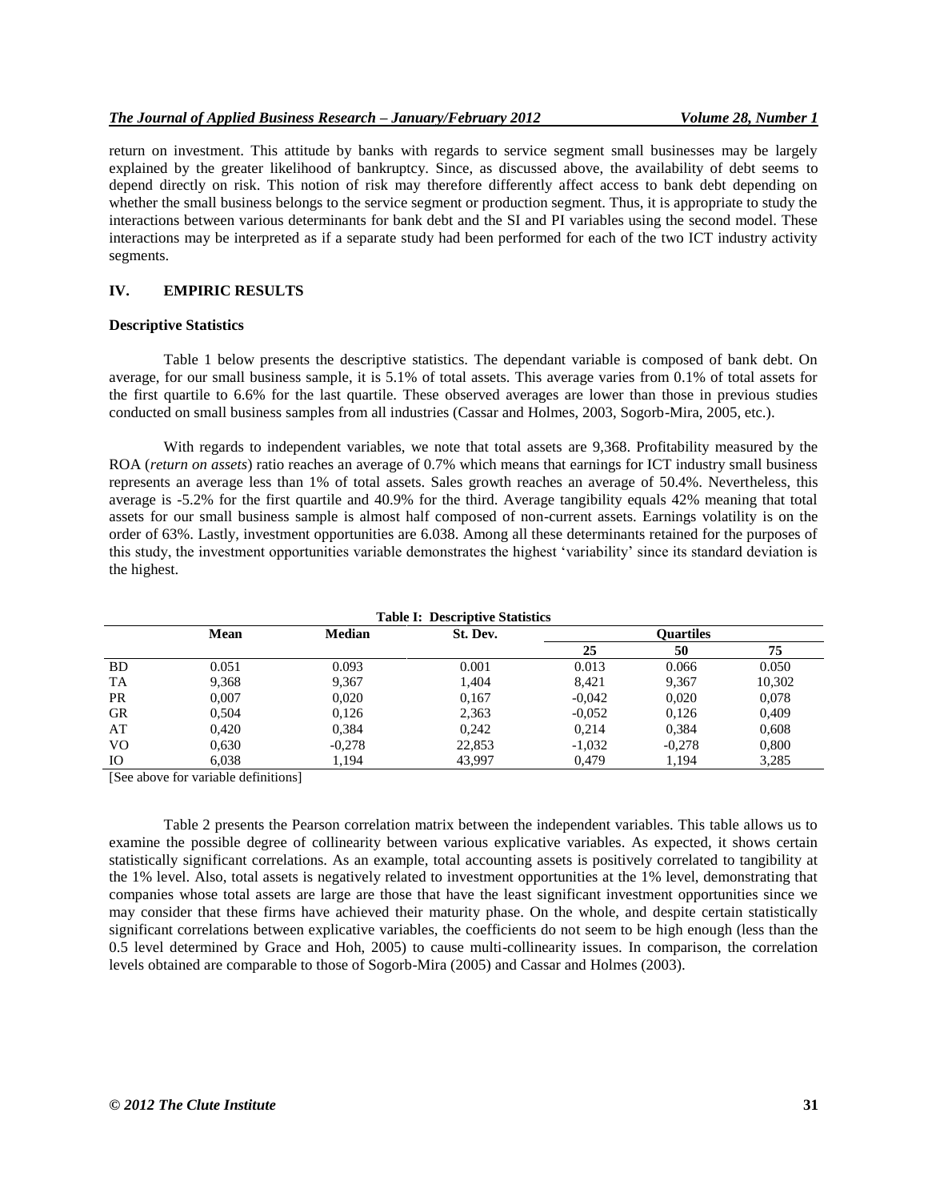return on investment. This attitude by banks with regards to service segment small businesses may be largely explained by the greater likelihood of bankruptcy. Since, as discussed above, the availability of debt seems to depend directly on risk. This notion of risk may therefore differently affect access to bank debt depending on whether the small business belongs to the service segment or production segment. Thus, it is appropriate to study the interactions between various determinants for bank debt and the SI and PI variables using the second model. These interactions may be interpreted as if a separate study had been performed for each of the two ICT industry activity segments.

## IV. EMPIRIC RESULTS

### Descriptive Statistics

Table 1 below presents the descriptive statistics. The dependant variable is composed of bank debt. On average, for our small business sample, it is 5.1% of total assets. This average varies from 0.1% of total assets for the first quartile to 6.6% for the last quartile. These observed averages are lower than those in previous studies conducted on small business samples from all industries (Cassar and Holmes, 2003, Sogorb-Mira, 2005, etc.).

With regards to independent variables, we note that total assets are 9,368. Profitability measured by the ROA (*return on assets*) ratio reaches an average of 0.7% which means that earnings for ICT industry small business represents an average less than 1% of total assets. Sales growth reaches an average of 50.4%. Nevertheless, this average is -5.2% for the first quartile and 40.9% for the third. Average tangibility equals 42% meaning that total assets for our small business sample is almost half composed of non-current assets. Earnings volatility is on the order of 63%. Lastly, investment opportunities are 6.038. Among all these determinants retained for the purposes of this study, the investment opportunities variable demonstrates the highest 'variability' since its standard deviation is the highest.

**Table I: Descriptive Statistics**

| | Mean | Median | St. Dev. | Quartiles | | |
|---|---|---|---|---|---|---|
| | | | | 25 | 50 | 75 |
| BD | 0.051 | 0.093 | 0.001 | 0.013 | 0.066 | 0.050 |
| TA | 9,368 | 9,367 | 1,404 | 8,421 | 9,367 | 10,302 |
| PR | 0,007 | 0,020 | 0,167 | -0,042 | 0,020 | 0,078 |
| GR | 0,504 | 0,126 | 2,363 | -0,052 | 0,126 | 0,409 |
| AT | 0,420 | 0,384 | 0,242 | 0,214 | 0,384 | 0,608 |
| VO | 0,630 | -0,278 | 22,853 | -1,032 | -0,278 | 0,800 |
| IO | 6,038 | 1,194 | 43,997 | 0,479 | 1,194 | 3,285 |

[See above for variable definitions]

Table 2 presents the Pearson correlation matrix between the independent variables. This table allows us to examine the possible degree of collinearity between various explicative variables. As expected, it shows certain statistically significant correlations. As an example, total accounting assets is positively correlated to tangibility at the 1% level. Also, total assets is negatively related to investment opportunities at the 1% level, demonstrating that companies whose total assets are large are those that have the least significant investment opportunities since we may consider that these firms have achieved their maturity phase. On the whole, and despite certain statistically significant correlations between explicative variables, the coefficients do not seem to be high enough (less than the 0.5 level determined by Grace and Hoh, 2005) to cause multi-collinearity issues. In comparison, the correlation levels obtained are comparable to those of Sogorb-Mira (2005) and Cassar and Holmes (2003).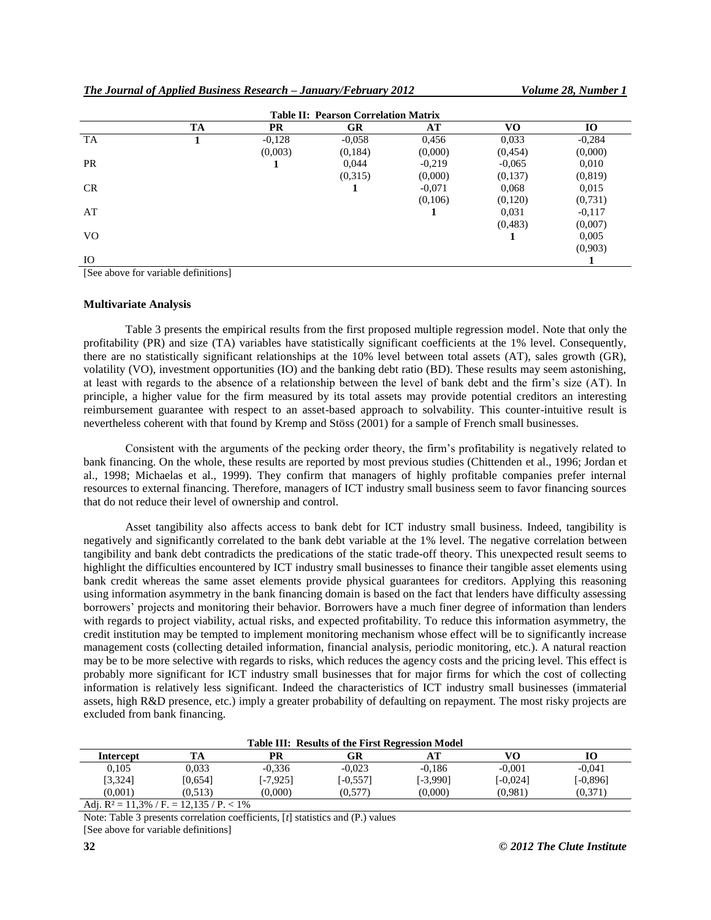**Table II: Pearson Correlation Matrix**

| | TA | PR | GR | AT | VO | IO |
|---|---|---|---|---|---|---|
| TA | 1 | -0,128 | -0,058 | 0,456 | 0,033 | -0,284 |
| | | (0,003) | (0,184) | (0,000) | (0,454) | (0,000) |
| PR | | 1 | 0,044 | -0,219 | -0,065 | 0,010 |
| | | | (0,315) | (0,000) | (0,137) | (0,819) |
| CR | | | 1 | -0,071 | 0,068 | 0,015 |
| | | | | (0,106) | (0,120) | (0,731) |
| AT | | | | 1 | 0,031 | -0,117 |
| | | | | | (0,483) | (0,007) |
| VO | | | | | 1 | 0,005 |
| | | | | | | (0,903) |
| IO | | | | | | 1 |

[See above for variable definitions]

### Multivariate Analysis

Table 3 presents the empirical results from the first proposed multiple regression model. Note that only the profitability (PR) and size (TA) variables have statistically significant coefficients at the 1% level. Consequently, there are no statistically significant relationships at the 10% level between total assets (AT), sales growth (GR), volatility (VO), investment opportunities (IO) and the banking debt ratio (BD). These results may seem astonishing, at least with regards to the absence of a relationship between the level of bank debt and the firm's size (AT). In principle, a higher value for the firm measured by its total assets may provide potential creditors an interesting reimbursement guarantee with respect to an asset-based approach to solvability. This counter-intuitive result is nevertheless coherent with that found by Kremp and Stöss (2001) for a sample of French small businesses.

Consistent with the arguments of the pecking order theory, the firm's profitability is negatively related to bank financing. On the whole, these results are reported by most previous studies (Chittenden et al., 1996; Jordan et al., 1998; Michaelas et al., 1999). They confirm that managers of highly profitable companies prefer internal resources to external financing. Therefore, managers of ICT industry small business seem to favor financing sources that do not reduce their level of ownership and control.

Asset tangibility also affects access to bank debt for ICT industry small business. Indeed, tangibility is negatively and significantly correlated to the bank debt variable at the 1% level. The negative correlation between tangibility and bank debt contradicts the predications of the static trade-off theory. This unexpected result seems to highlight the difficulties encountered by ICT industry small businesses to finance their tangible asset elements using bank credit whereas the same asset elements provide physical guarantees for creditors. Applying this reasoning using information asymmetry in the bank financing domain is based on the fact that lenders have difficulty assessing borrowers' projects and monitoring their behavior. Borrowers have a much finer degree of information than lenders with regards to project viability, actual risks, and expected profitability. To reduce this information asymmetry, the credit institution may be tempted to implement monitoring mechanism whose effect will be to significantly increase management costs (collecting detailed information, financial analysis, periodic monitoring, etc.). A natural reaction may be to be more selective with regards to risks, which reduces the agency costs and the pricing level. This effect is probably more significant for ICT industry small businesses that for major firms for which the cost of collecting information is relatively less significant. Indeed the characteristics of ICT industry small businesses (immaterial assets, high R&D presence, etc.) imply a greater probability of defaulting on repayment. The most risky projects are excluded from bank financing.

**Table III: Results of the First Regression Model**

| Intercept | TA | PR | GR | AT | VO | IO |
|---|---|---|---|---|---|---|
| 0,105 | 0,033 | -0,336 | -0,023 | -0,186 | -0,001 | -0,041 |
| [3,324] | [0,654] | [-7,925] | [-0,557] | [-3,990] | [-0,024] | [-0,896] |
| (0,001) | (0,513) | (0,000) | (0,577) | (0,000) | (0,981) | (0,371) |
| Adj. $R^2$ = 11,3% / F. = 12,135 / P. < 1% | | | | | | |

Note: Table 3 presents correlation coefficients, [*t*] statistics and (P.) values

[See above for variable definitions]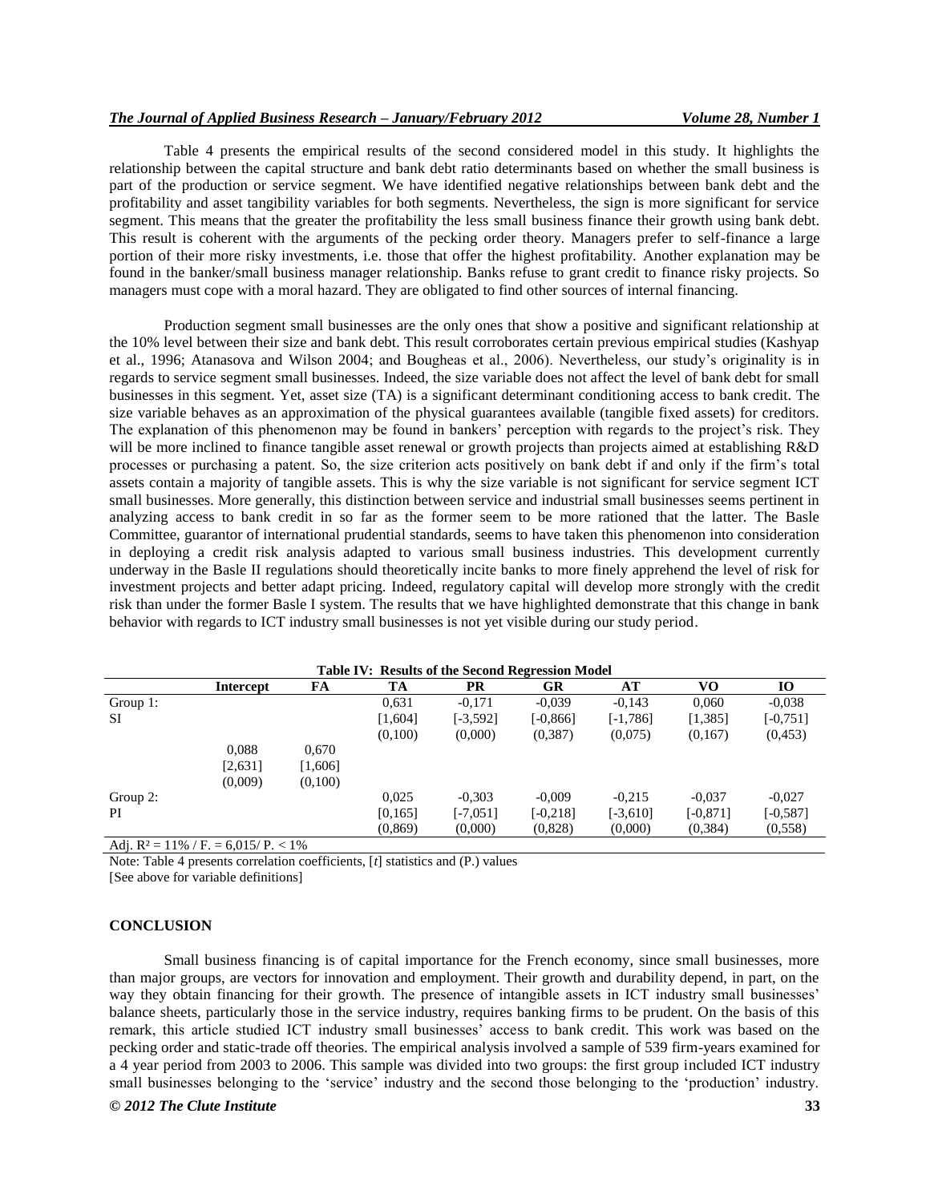Table 4 presents the empirical results of the second considered model in this study. It highlights the relationship between the capital structure and bank debt ratio determinants based on whether the small business is part of the production or service segment. We have identified negative relationships between bank debt and the profitability and asset tangibility variables for both segments. Nevertheless, the sign is more significant for service segment. This means that the greater the profitability the less small business finance their growth using bank debt. This result is coherent with the arguments of the pecking order theory. Managers prefer to self-finance a large portion of their more risky investments, i.e. those that offer the highest profitability. Another explanation may be found in the banker/small business manager relationship. Banks refuse to grant credit to finance risky projects. So managers must cope with a moral hazard. They are obligated to find other sources of internal financing.

Production segment small businesses are the only ones that show a positive and significant relationship at the 10% level between their size and bank debt. This result corroborates certain previous empirical studies (Kashyap et al., 1996; Atanasova and Wilson 2004; and Bougheas et al., 2006). Nevertheless, our study's originality is in regards to service segment small businesses. Indeed, the size variable does not affect the level of bank debt for small businesses in this segment. Yet, asset size (TA) is a significant determinant conditioning access to bank credit. The size variable behaves as an approximation of the physical guarantees available (tangible fixed assets) for creditors. The explanation of this phenomenon may be found in bankers' perception with regards to the project's risk. They will be more inclined to finance tangible asset renewal or growth projects than projects aimed at establishing R&D processes or purchasing a patent. So, the size criterion acts positively on bank debt if and only if the firm's total assets contain a majority of tangible assets. This is why the size variable is not significant for service segment ICT small businesses. More generally, this distinction between service and industrial small businesses seems pertinent in analyzing access to bank credit in so far as the former seem to be more rationed that the latter. The Basle Committee, guarantor of international prudential standards, seems to have taken this phenomenon into consideration in deploying a credit risk analysis adapted to various small business industries. This development currently underway in the Basle II regulations should theoretically incite banks to more finely apprehend the level of risk for investment projects and better adapt pricing. Indeed, regulatory capital will develop more strongly with the credit risk than under the former Basle I system. The results that we have highlighted demonstrate that this change in bank behavior with regards to ICT industry small businesses is not yet visible during our study period.

**Table IV: Results of the Second Regression Model**

| | Intercept | FA | TA | PR | GR | AT | VO | IO |
|---|---|---|---|---|---|---|---|---|
| Group 1: | | | 0,631 | -0,171 | -0,039 | -0,143 | 0,060 | -0,038 |
| SI | | | [1,604] | [-3,592] | [-0,866] | [-1,786] | [1,385] | [-0,751] |
| | | | (0,100) | (0,000) | (0,387) | (0,075) | (0,167) | (0,453) |
| | 0,088 | 0,670 | | | | | | |
| | [2,631] | [1,606] | | | | | | |
| | (0,009) | (0,100) | | | | | | |
| Group 2: | | | 0,025 | -0,303 | -0,009 | -0,215 | -0,037 | -0,027 |
| PI | | | [0,165] | [-7,051] | [-0,218] | [-3,610] | [-0,871] | [-0,587] |
| | | | (0,869) | (0,000) | (0,828) | (0,000) | (0,384) | (0,558) |
| Adj. $R^2$ = 11% / F. = 6,015/ P. < 1% | | | | | | | | |

Note: Table 4 presents correlation coefficients, [*t*] statistics and (P.) values
[See above for variable definitions]

## CONCLUSION

Small business financing is of capital importance for the French economy, since small businesses, more than major groups, are vectors for innovation and employment. Their growth and durability depend, in part, on the way they obtain financing for their growth. The presence of intangible assets in ICT industry small businesses' balance sheets, particularly those in the service industry, requires banking firms to be prudent. On the basis of this remark, this article studied ICT industry small businesses' access to bank credit. This work was based on the pecking order and static-trade off theories. The empirical analysis involved a sample of 539 firm-years examined for a 4 year period from 2003 to 2006. This sample was divided into two groups: the first group included ICT industry small businesses belonging to the 'service' industry and the second those belonging to the 'production' industry.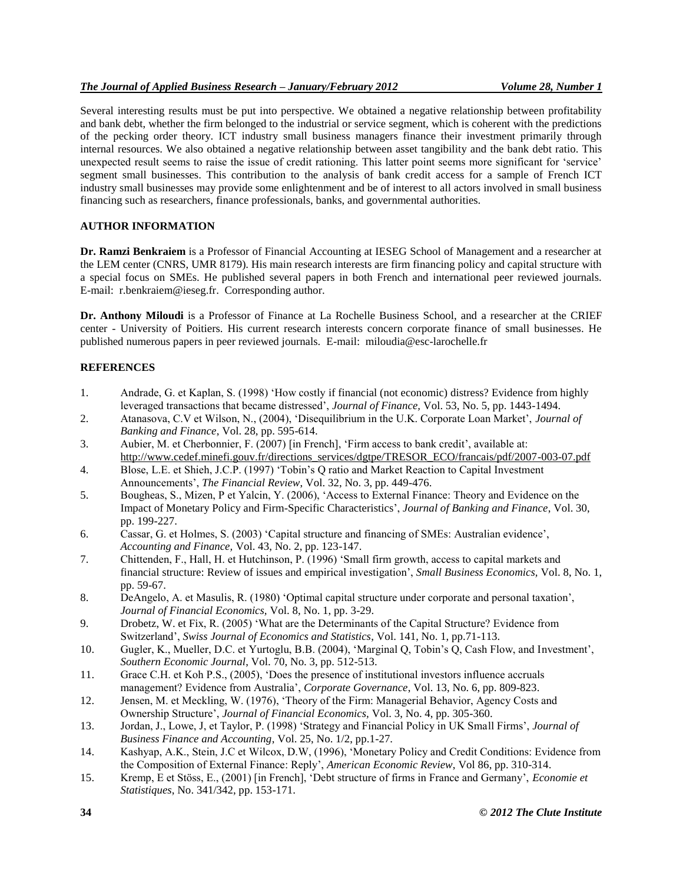Several interesting results must be put into perspective. We obtained a negative relationship between profitability and bank debt, whether the firm belonged to the industrial or service segment, which is coherent with the predictions of the pecking order theory. ICT industry small business managers finance their investment primarily through internal resources. We also obtained a negative relationship between asset tangibility and the bank debt ratio. This unexpected result seems to raise the issue of credit rationing. This latter point seems more significant for 'service' segment small businesses. This contribution to the analysis of bank credit access for a sample of French ICT industry small businesses may provide some enlightenment and be of interest to all actors involved in small business financing such as researchers, finance professionals, banks, and governmental authorities.

## AUTHOR INFORMATION

**Dr. Ramzi Benkraiem** is a Professor of Financial Accounting at IESEG School of Management and a researcher at the LEM center (CNRS, UMR 8179). His main research interests are firm financing policy and capital structure with a special focus on SMEs. He published several papers in both French and international peer reviewed journals. E-mail: r.benkraiem@ieseg.fr. Corresponding author.

**Dr. Anthony Miloudi** is a Professor of Finance at La Rochelle Business School, and a researcher at the CRIEF center - University of Poitiers. His current research interests concern corporate finance of small businesses. He published numerous papers in peer reviewed journals. E-mail: miloudia@esc-larochelle.fr

## REFERENCES

1. Andrade, G. et Kaplan, S. (1998) 'How costly if financial (not economic) distress? Evidence from highly leveraged transactions that became distressed', *Journal of Finance,* Vol. 53, No. 5, pp. 1443-1494.
2. Atanasova, C.V et Wilson, N., (2004), 'Disequilibrium in the U.K. Corporate Loan Market', *Journal of Banking and Finance*, Vol. 28, pp. 595-614.
3. Aubier, M. et Cherbonnier, F. (2007) [in French], 'Firm access to bank credit', available at: http://www.cedef.minefi.gouv.fr/directions_services/dgtpe/TRESOR_ECO/francais/pdf/2007-003-07.pdf
4. Blose, L.E. et Shieh, J.C.P. (1997) 'Tobin's Q ratio and Market Reaction to Capital Investment Announcements', *The Financial Review,* Vol. 32, No. 3, pp. 449-476.
5. Bougheas, S., Mizen, P et Yalcin, Y. (2006), 'Access to External Finance: Theory and Evidence on the Impact of Monetary Policy and Firm-Specific Characteristics', *Journal of Banking and Finance,* Vol. 30, pp. 199-227.
6. Cassar, G. et Holmes, S. (2003) 'Capital structure and financing of SMEs: Australian evidence', *Accounting and Finance,* Vol. 43, No. 2, pp. 123-147.
7. Chittenden, F., Hall, H. et Hutchinson, P. (1996) 'Small firm growth, access to capital markets and financial structure: Review of issues and empirical investigation', *Small Business Economics,* Vol. 8, No. 1, pp. 59-67.
8. DeAngelo, A. et Masulis, R. (1980) 'Optimal capital structure under corporate and personal taxation', *Journal of Financial Economics,* Vol. 8, No. 1, pp. 3-29.
9. Drobetz, W. et Fix, R. (2005) 'What are the Determinants of the Capital Structure? Evidence from Switzerland', *Swiss Journal of Economics and Statistics,* Vol. 141, No. 1, pp.71-113.
10. Gugler, K., Mueller, D.C. et Yurtoglu, B.B. (2004), 'Marginal Q, Tobin's Q, Cash Flow, and Investment', *Southern Economic Journal*, Vol. 70, No. 3, pp. 512-513.
11. Grace C.H. et Koh P.S., (2005), 'Does the presence of institutional investors influence accruals management? Evidence from Australia', *Corporate Governance,* Vol. 13, No. 6, pp. 809-823.
12. Jensen, M. et Meckling, W. (1976), 'Theory of the Firm: Managerial Behavior, Agency Costs and Ownership Structure', *Journal of Financial Economics,* Vol. 3, No. 4, pp. 305-360.
13. Jordan, J., Lowe, J, et Taylor, P. (1998) 'Strategy and Financial Policy in UK Small Firms', *Journal of Business Finance and Accounting,* Vol. 25, No. 1/2, pp.1-27.
14. Kashyap, A.K., Stein, J.C et Wilcox, D.W, (1996), 'Monetary Policy and Credit Conditions: Evidence from the Composition of External Finance: Reply', *American Economic Review,* Vol 86, pp. 310-314.
15. Kremp, E et Stöss, E., (2001) [in French], 'Debt structure of firms in France and Germany', *Economie et Statistiques,* No. 341/342, pp. 153-171.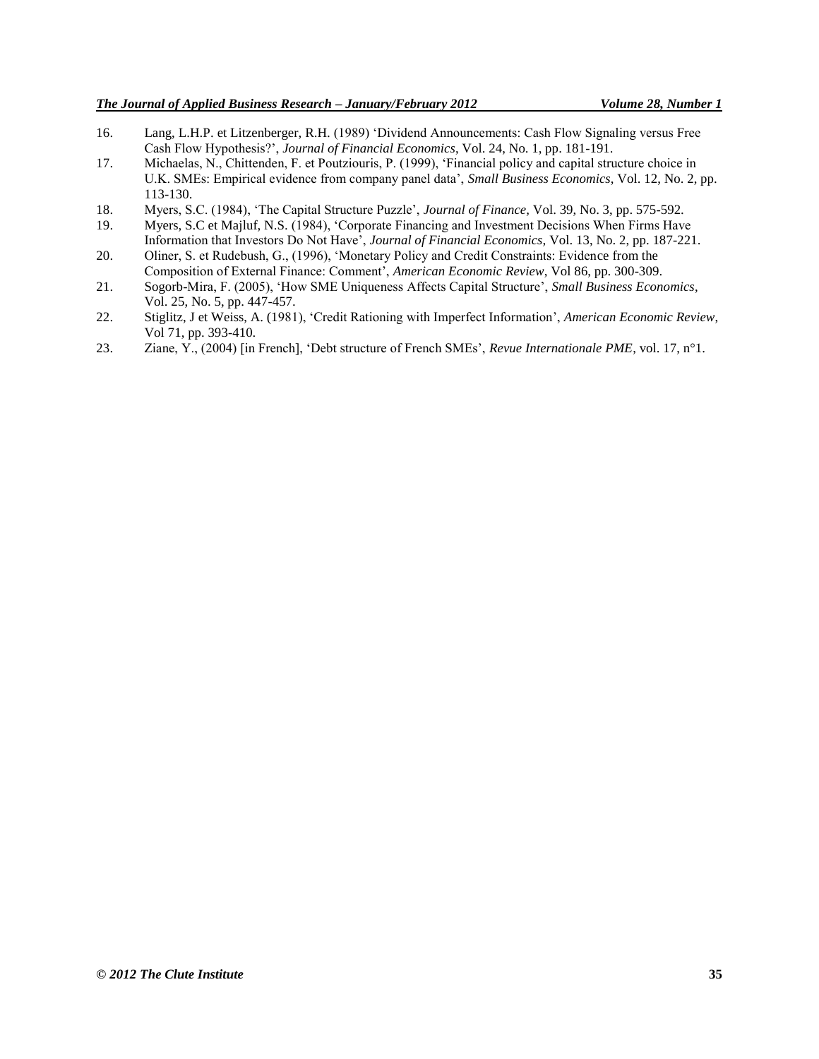16. Lang, L.H.P. et Litzenberger, R.H. (1989) 'Dividend Announcements: Cash Flow Signaling versus Free Cash Flow Hypothesis?', *Journal of Financial Economics*, Vol. 24, No. 1, pp. 181-191.
17. Michaelas, N., Chittenden, F. et Poutziouris, P. (1999), 'Financial policy and capital structure choice in U.K. SMEs: Empirical evidence from company panel data', *Small Business Economics*, Vol. 12, No. 2, pp. 113-130.
18. Myers, S.C. (1984), 'The Capital Structure Puzzle', *Journal of Finance,* Vol. 39, No. 3, pp. 575-592.
19. Myers, S.C et Majluf, N.S. (1984), 'Corporate Financing and Investment Decisions When Firms Have Information that Investors Do Not Have', *Journal of Financial Economics*, Vol. 13, No. 2, pp. 187-221.
20. Oliner, S. et Rudebush, G., (1996), 'Monetary Policy and Credit Constraints: Evidence from the Composition of External Finance: Comment', *American Economic Review*, Vol 86, pp. 300-309.
21. Sogorb-Mira, F. (2005), 'How SME Uniqueness Affects Capital Structure', *Small Business Economics*, Vol. 25, No. 5, pp. 447-457.
22. Stiglitz, J et Weiss, A. (1981), 'Credit Rationing with Imperfect Information', *American Economic Review*, Vol 71, pp. 393-410.
23. Ziane, Y., (2004) [in French], 'Debt structure of French SMEs', *Revue Internationale PME*, vol. 17, n°1.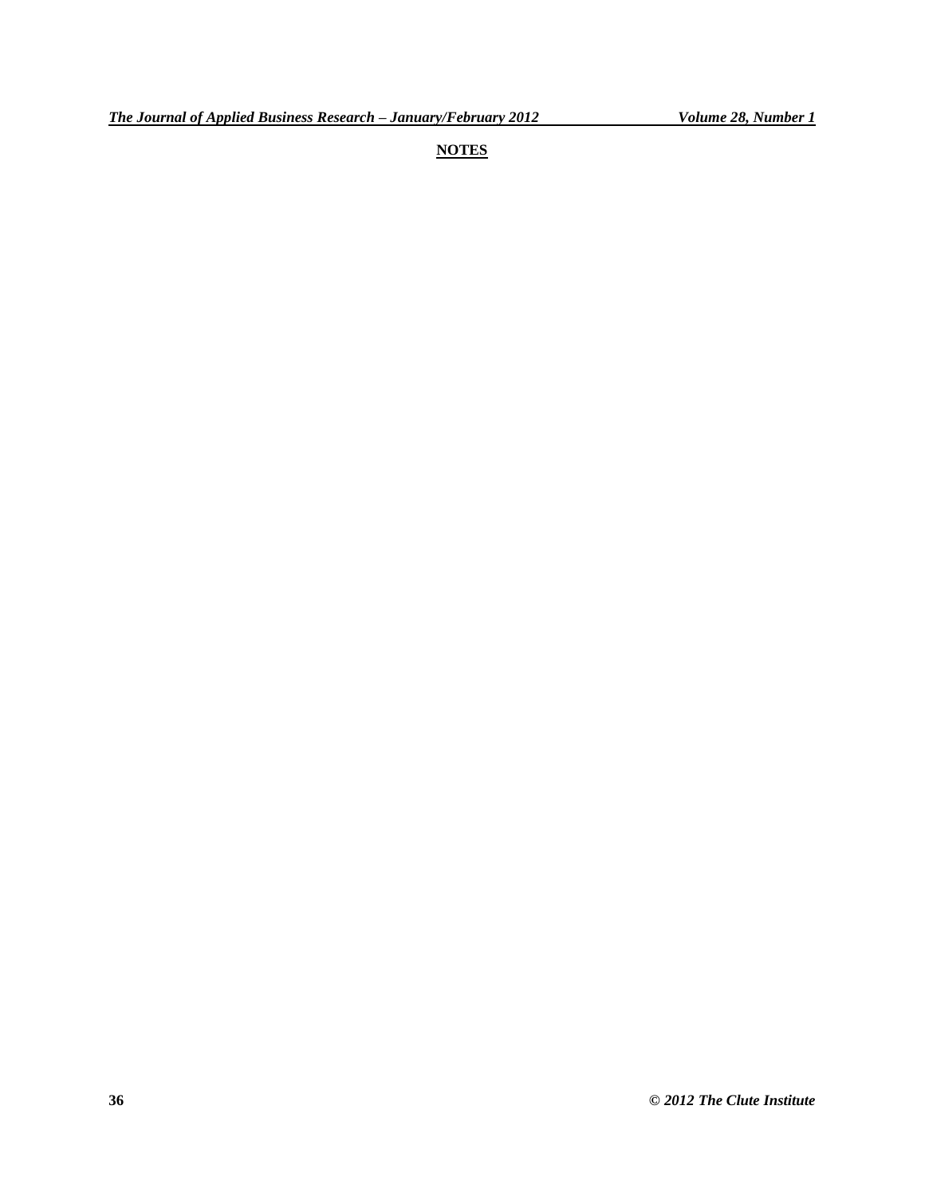**NOTES**